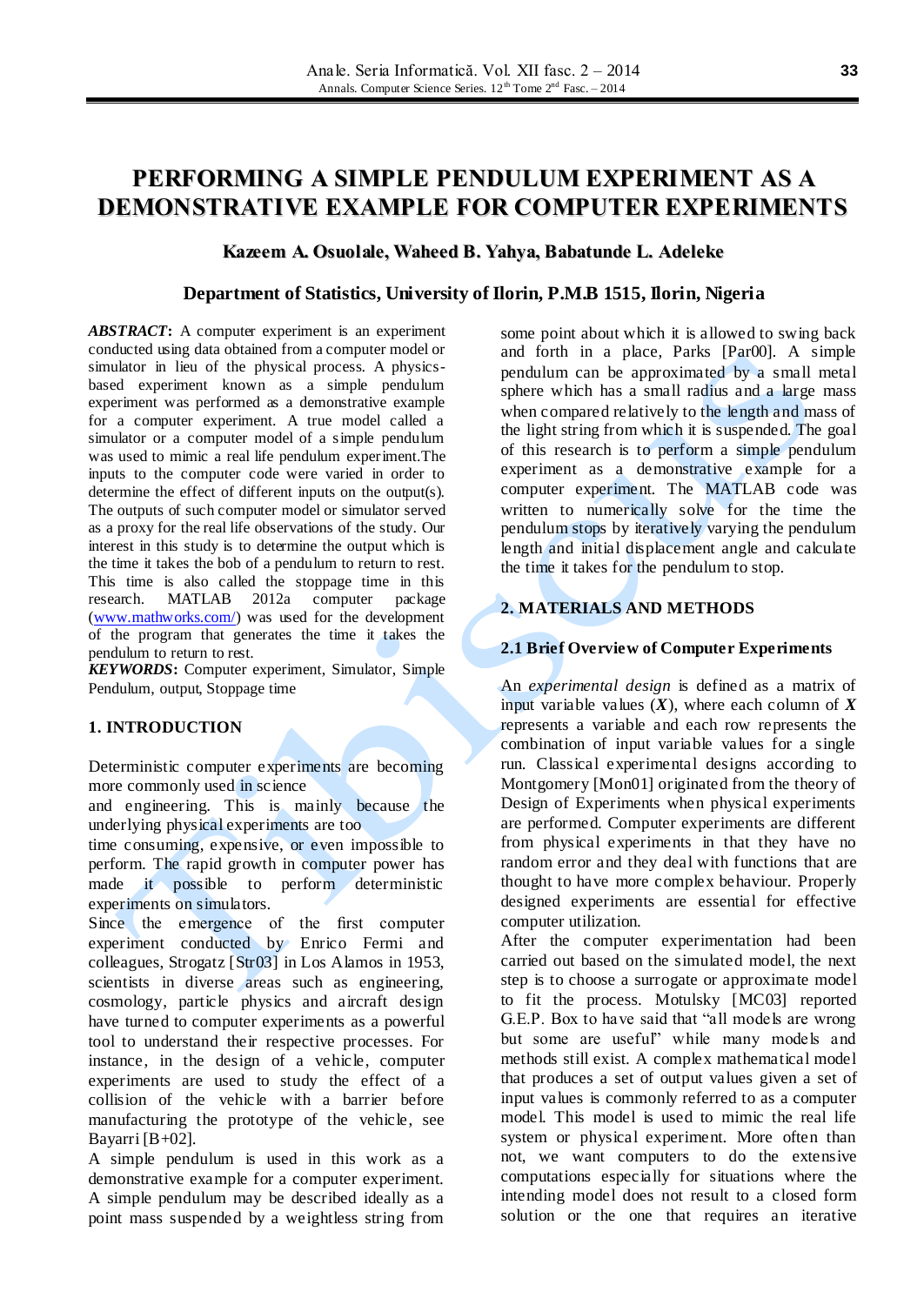# PERFORMING A SIMPLE PENDULUM EXPERIMENT AS A DEMONSTRATIVE EXAMPLE FOR COMPUTER EXPERIMENTS

**Kazeem A. Osuolale, Waheed B. Yahya, Babatunde L. Adeleke**

**Department of Statistics, University of Ilorin, P.M.B 1515, Ilorin, Nigeria**

***ABSTRACT*:** A computer experiment is an experiment conducted using data obtained from a computer model or simulator in lieu of the physical process. A physics-based experiment known as a simple pendulum experiment was performed as a demonstrative example for a computer experiment. A true model called a simulator or a computer model of a simple pendulum was used to mimic a real life pendulum experiment.The inputs to the computer code were varied in order to determine the effect of different inputs on the output(s). The outputs of such computer model or simulator served as a proxy for the real life observations of the study. Our interest in this study is to determine the output which is the time it takes the bob of a pendulum to return to rest. This time is also called the stoppage time in this research. MATLAB 2012a computer package (www.mathworks.com/) was used for the development of the program that generates the time it takes the pendulum to return to rest.

***KEYWORDS*:** Computer experiment, Simulator, Simple Pendulum, output, Stoppage time

## 1. INTRODUCTION

Deterministic computer experiments are becoming more commonly used in science and engineering. This is mainly because the underlying physical experiments are too time consuming, expensive, or even impossible to perform. The rapid growth in computer power has made it possible to perform deterministic experiments on simulators.

Since the emergence of the first computer experiment conducted by Enrico Fermi and colleagues, Strogatz [Str03] in Los Alamos in 1953, scientists in diverse areas such as engineering, cosmology, particle physics and aircraft design have turned to computer experiments as a powerful tool to understand their respective processes. For instance, in the design of a vehicle, computer experiments are used to study the effect of a collision of the vehicle with a barrier before manufacturing the prototype of the vehicle, see Bayarri [B+02].

A simple pendulum is used in this work as a demonstrative example for a computer experiment. A simple pendulum may be described ideally as a point mass suspended by a weightless string from some point about which it is allowed to swing back and forth in a place, Parks [Par00]. A simple pendulum can be approximated by a small metal sphere which has a small radius and a large mass when compared relatively to the length and mass of the light string from which it is suspended. The goal of this research is to perform a simple pendulum experiment as a demonstrative example for a computer experiment. The MATLAB code was written to numerically solve for the time the pendulum stops by iteratively varying the pendulum length and initial displacement angle and calculate the time it takes for the pendulum to stop.

## 2. MATERIALS AND METHODS

### 2.1 Brief Overview of Computer Experiments

An *experimental design* is defined as a matrix of input variable values ($\boldsymbol{X}$), where each column of $\boldsymbol{X}$ represents a variable and each row represents the combination of input variable values for a single run. Classical experimental designs according to Montgomery [Mon01] originated from the theory of Design of Experiments when physical experiments are performed. Computer experiments are different from physical experiments in that they have no random error and they deal with functions that are thought to have more complex behaviour. Properly designed experiments are essential for effective computer utilization.

After the computer experimentation had been carried out based on the simulated model, the next step is to choose a surrogate or approximate model to fit the process. Motulsky [MC03] reported G.E.P. Box to have said that "all models are wrong but some are useful" while many models and methods still exist. A complex mathematical model that produces a set of output values given a set of input values is commonly referred to as a computer model. This model is used to mimic the real life system or physical experiment. More often than not, we want computers to do the extensive computations especially for situations where the intending model does not result to a closed form solution or the one that requires an iterative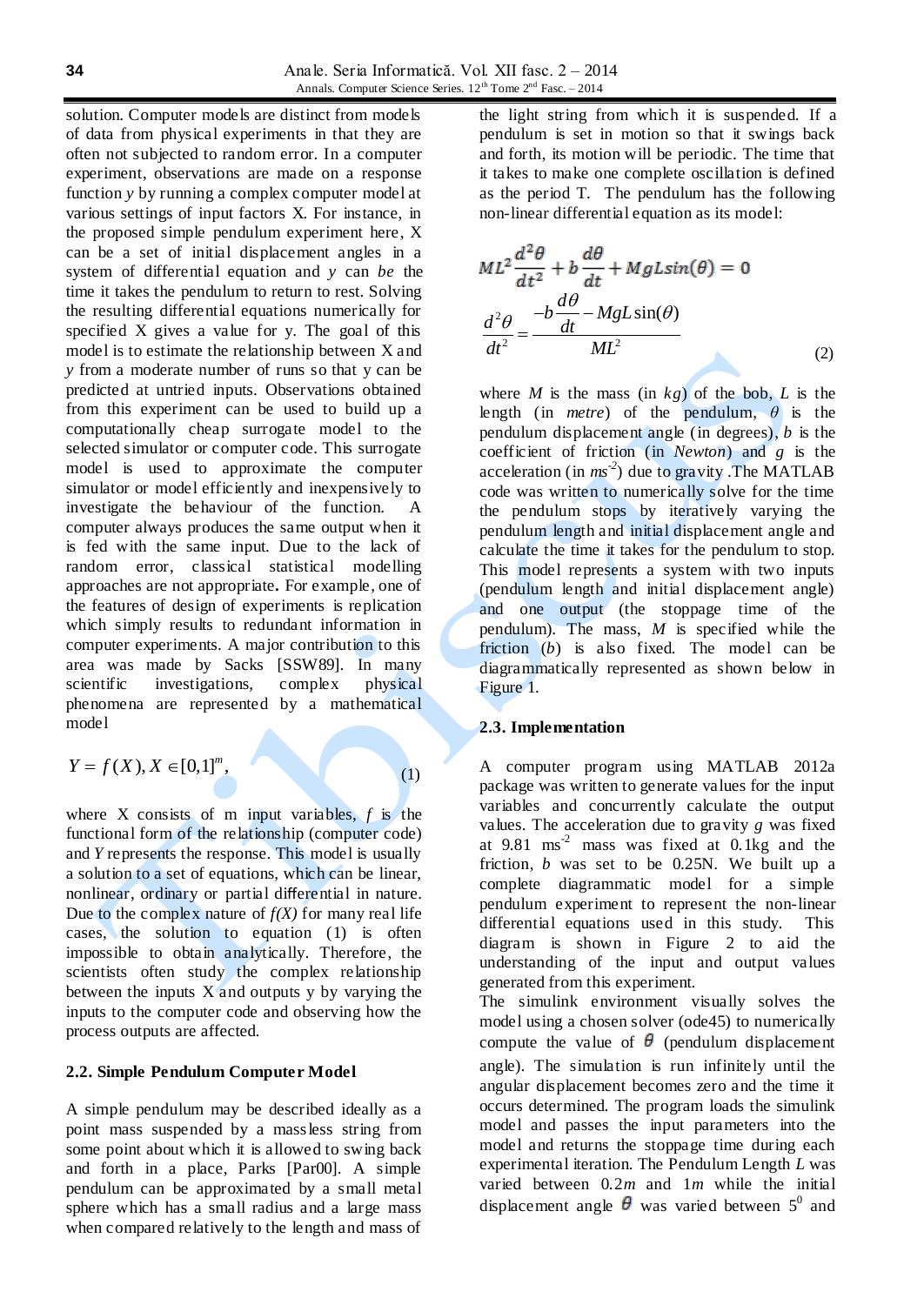solution. Computer models are distinct from models of data from physical experiments in that they are often not subjected to random error. In a computer experiment, observations are made on a response function *y* by running a complex computer model at various settings of input factors X. For instance, in the proposed simple pendulum experiment here, X can be a set of initial displacement angles in a system of differential equation and *y* can *be* the time it takes the pendulum to return to rest. Solving the resulting differential equations numerically for specified X gives a value for y. The goal of this model is to estimate the relationship between X and *y* from a moderate number of runs so that y can be predicted at untried inputs. Observations obtained from this experiment can be used to build up a computationally cheap surrogate model to the selected simulator or computer code. This surrogate model is used to approximate the computer simulator or model efficiently and inexpensively to investigate the behaviour of the function. A computer always produces the same output when it is fed with the same input. Due to the lack of random error, classical statistical modelling approaches are not appropriate. For example, one of the features of design of experiments is replication which simply results to redundant information in computer experiments. A major contribution to this area was made by Sacks [SSW89]. In many scientific investigations, complex physical phenomena are represented by a mathematical model

$$Y = f(X), X \in [0,1]^m, \tag{1}$$

where X consists of m input variables, *f* is the functional form of the relationship (computer code) and *Y* represents the response. This model is usually a solution to a set of equations, which can be linear, nonlinear, ordinary or partial differential in nature. Due to the complex nature of *f(X)* for many real life cases, the solution to equation (1) is often impossible to obtain analytically. Therefore, the scientists often study the complex relationship between the inputs X and outputs y by varying the inputs to the computer code and observing how the process outputs are affected.

## 2.2. Simple Pendulum Computer Model

A simple pendulum may be described ideally as a point mass suspended by a massless string from some point about which it is allowed to swing back and forth in a place, Parks [Par00]. A simple pendulum can be approximated by a small metal sphere which has a small radius and a large mass when compared relatively to the length and mass of the light string from which it is suspended. If a pendulum is set in motion so that it swings back and forth, its motion will be periodic. The time that it takes to make one complete oscillation is defined as the period T. The pendulum has the following non-linear differential equation as its model:

$$ML^2\frac{d^2\theta}{dt^2} + b\frac{d\theta}{dt} + MgLsin(\theta) = 0$$

$$\frac{d^2\theta}{dt^2} = \frac{-b\dfrac{d\theta}{dt} - MgL\sin(\theta)}{ML^2} \tag{2}$$

where *M* is the mass (in *kg*) of the bob, *L* is the length (in *metre*) of the pendulum, $\theta$ is the pendulum displacement angle (in degrees), *b* is the coefficient of friction (in *Newton*) and *g* is the acceleration (in $ms^{-2}$) due to gravity .The MATLAB code was written to numerically solve for the time the pendulum stops by iteratively varying the pendulum length and initial displacement angle and calculate the time it takes for the pendulum to stop. This model represents a system with two inputs (pendulum length and initial displacement angle) and one output (the stoppage time of the pendulum). The mass, *M* is specified while the friction (*b*) is also fixed. The model can be diagrammatically represented as shown below in Figure 1.

## 2.3. Implementation

A computer program using MATLAB 2012a package was written to generate values for the input variables and concurrently calculate the output values. The acceleration due to gravity *g* was fixed at 9.81 $ms^{-2}$ mass was fixed at 0.1kg and the friction, *b* was set to be 0.25N. We built up a complete diagrammatic model for a simple pendulum experiment to represent the non-linear differential equations used in this study. This diagram is shown in Figure 2 to aid the understanding of the input and output values generated from this experiment.

The simulink environment visually solves the model using a chosen solver (ode45) to numerically compute the value of $\theta$ (pendulum displacement angle). The simulation is run infinitely until the angular displacement becomes zero and the time it occurs determined. The program loads the simulink model and passes the input parameters into the model and returns the stoppage time during each experimental iteration. The Pendulum Length *L* was varied between 0.2*m* and 1*m* while the initial displacement angle $\theta$ was varied between $5^0$ and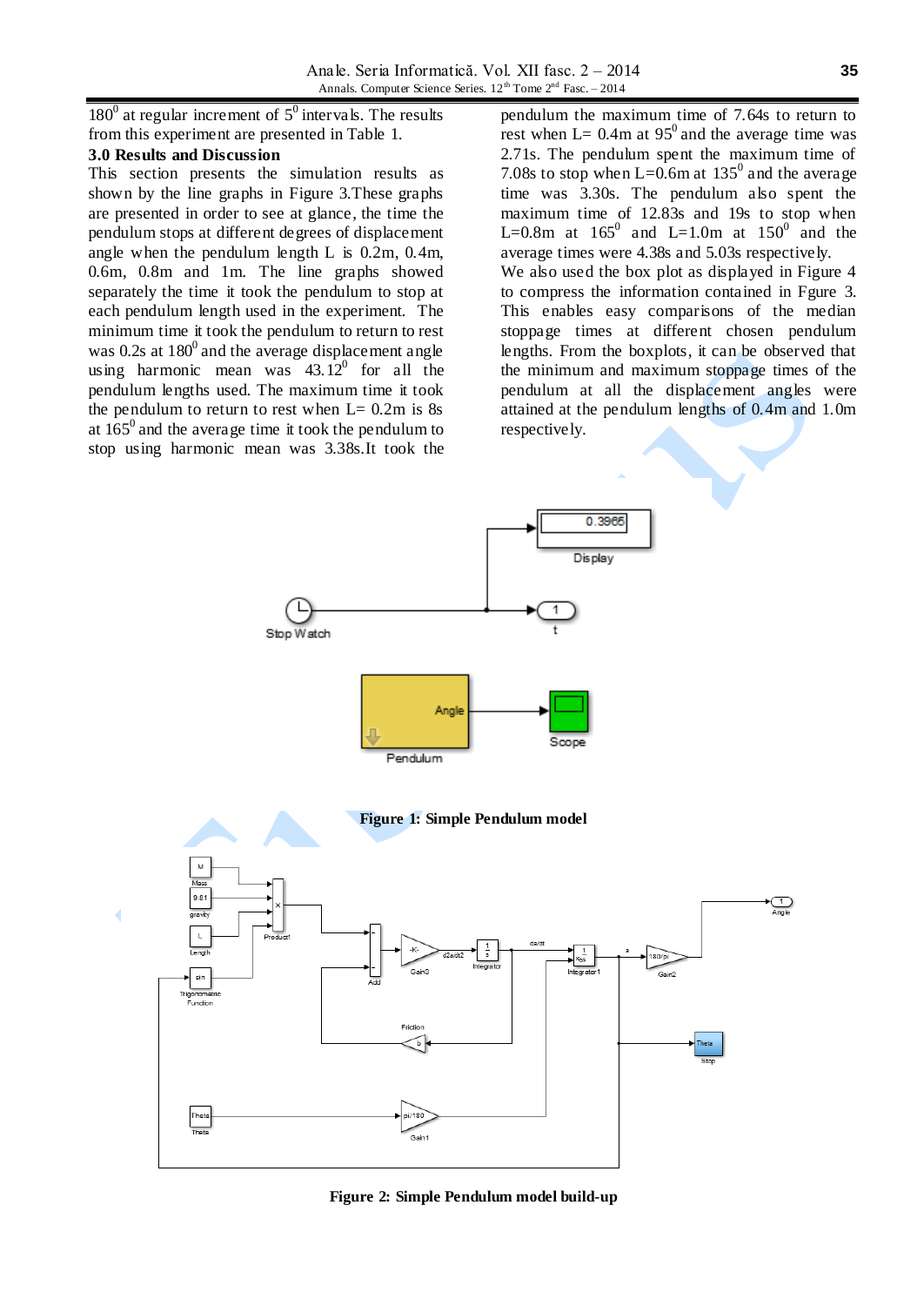$180^0$ at regular increment of $5^0$ intervals. The results from this experiment are presented in Table 1.

### 3.0 Results and Discussion

This section presents the simulation results as shown by the line graphs in Figure 3.These graphs are presented in order to see at glance, the time the pendulum stops at different degrees of displacement angle when the pendulum length L is 0.2m, 0.4m, 0.6m, 0.8m and 1m. The line graphs showed separately the time it took the pendulum to stop at each pendulum length used in the experiment. The minimum time it took the pendulum to return to rest was 0.2s at $180^0$ and the average displacement angle using harmonic mean was $43.12^0$ for all the pendulum lengths used. The maximum time it took the pendulum to return to rest when L= 0.2m is 8s at $165^0$ and the average time it took the pendulum to stop using harmonic mean was 3.38s.It took the pendulum the maximum time of 7.64s to return to rest when L= 0.4m at $95^0$ and the average time was 2.71s. The pendulum spent the maximum time of 7.08s to stop when L=0.6m at $135^0$ and the average time was 3.30s. The pendulum also spent the maximum time of 12.83s and 19s to stop when L=0.8m at $165^0$ and L=1.0m at $150^0$ and the average times were 4.38s and 5.03s respectively.

We also used the box plot as displayed in Figure 4 to compress the information contained in Fgure 3. This enables easy comparisons of the median stoppage times at different chosen pendulum lengths. From the boxplots, it can be observed that the minimum and maximum stoppage times of the pendulum at all the displacement angles were attained at the pendulum lengths of 0.4m and 1.0m respectively.

Figure 1: Simple Pendulum model

Figure 2: Simple Pendulum model build-up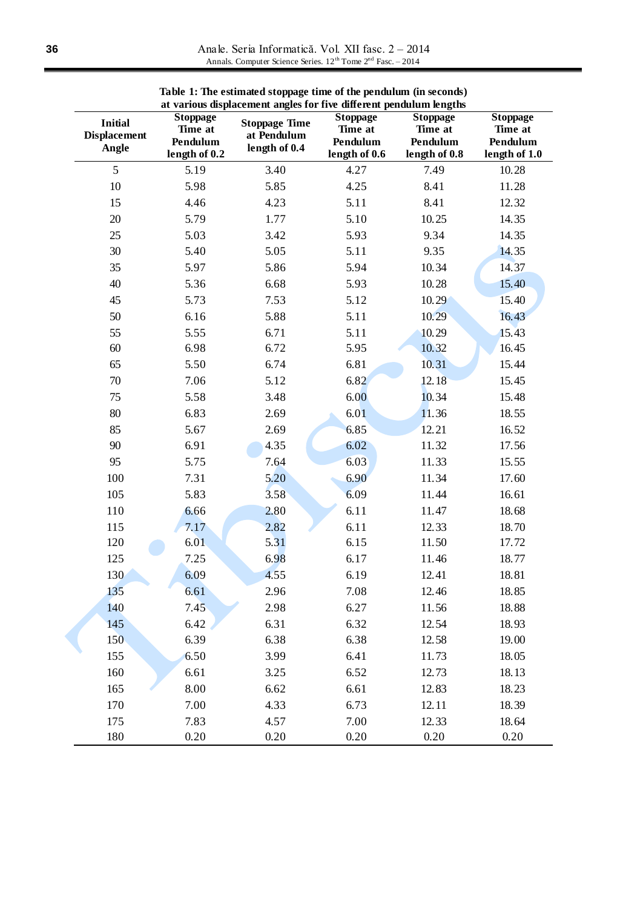**Table 1: The estimated stoppage time of the pendulum (in seconds) at various displacement angles for five different pendulum lengths**

| Initial Displacement Angle | Stoppage Time at Pendulum length of 0.2 | Stoppage Time at Pendulum length of 0.4 | Stoppage Time at Pendulum length of 0.6 | Stoppage Time at Pendulum length of 0.8 | Stoppage Time at Pendulum length of 1.0 |
|---|---|---|---|---|---|
| 5 | 5.19 | 3.40 | 4.27 | 7.49 | 10.28 |
| 10 | 5.98 | 5.85 | 4.25 | 8.41 | 11.28 |
| 15 | 4.46 | 4.23 | 5.11 | 8.41 | 12.32 |
| 20 | 5.79 | 1.77 | 5.10 | 10.25 | 14.35 |
| 25 | 5.03 | 3.42 | 5.93 | 9.34 | 14.35 |
| 30 | 5.40 | 5.05 | 5.11 | 9.35 | 14.35 |
| 35 | 5.97 | 5.86 | 5.94 | 10.34 | 14.37 |
| 40 | 5.36 | 6.68 | 5.93 | 10.28 | 15.40 |
| 45 | 5.73 | 7.53 | 5.12 | 10.29 | 15.40 |
| 50 | 6.16 | 5.88 | 5.11 | 10.29 | 16.43 |
| 55 | 5.55 | 6.71 | 5.11 | 10.29 | 15.43 |
| 60 | 6.98 | 6.72 | 5.95 | 10.32 | 16.45 |
| 65 | 5.50 | 6.74 | 6.81 | 10.31 | 15.44 |
| 70 | 7.06 | 5.12 | 6.82 | 12.18 | 15.45 |
| 75 | 5.58 | 3.48 | 6.00 | 10.34 | 15.48 |
| 80 | 6.83 | 2.69 | 6.01 | 11.36 | 18.55 |
| 85 | 5.67 | 2.69 | 6.85 | 12.21 | 16.52 |
| 90 | 6.91 | 4.35 | 6.02 | 11.32 | 17.56 |
| 95 | 5.75 | 7.64 | 6.03 | 11.33 | 15.55 |
| 100 | 7.31 | 5.20 | 6.90 | 11.34 | 17.60 |
| 105 | 5.83 | 3.58 | 6.09 | 11.44 | 16.61 |
| 110 | 6.66 | 2.80 | 6.11 | 11.47 | 18.68 |
| 115 | 7.17 | 2.82 | 6.11 | 12.33 | 18.70 |
| 120 | 6.01 | 5.31 | 6.15 | 11.50 | 17.72 |
| 125 | 7.25 | 6.98 | 6.17 | 11.46 | 18.77 |
| 130 | 6.09 | 4.55 | 6.19 | 12.41 | 18.81 |
| 135 | 6.61 | 2.96 | 7.08 | 12.46 | 18.85 |
| 140 | 7.45 | 2.98 | 6.27 | 11.56 | 18.88 |
| 145 | 6.42 | 6.31 | 6.32 | 12.54 | 18.93 |
| 150 | 6.39 | 6.38 | 6.38 | 12.58 | 19.00 |
| 155 | 6.50 | 3.99 | 6.41 | 11.73 | 18.05 |
| 160 | 6.61 | 3.25 | 6.52 | 12.73 | 18.13 |
| 165 | 8.00 | 6.62 | 6.61 | 12.83 | 18.23 |
| 170 | 7.00 | 4.33 | 6.73 | 12.11 | 18.39 |
| 175 | 7.83 | 4.57 | 7.00 | 12.33 | 18.64 |
| 180 | 0.20 | 0.20 | 0.20 | 0.20 | 0.20 |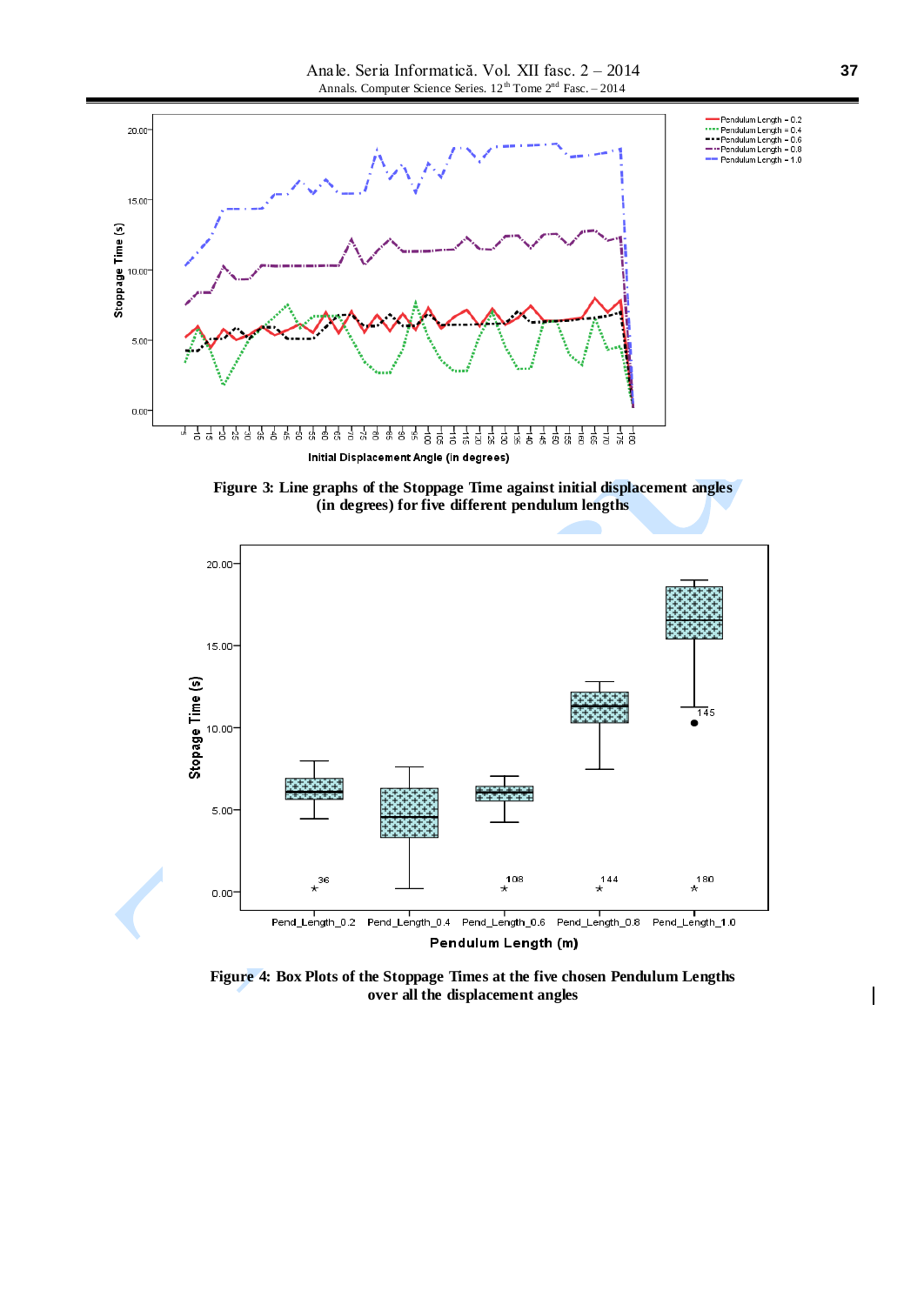**Figure 3: Line graphs of the Stoppage Time against initial displacement angles (in degrees) for five different pendulum lengths**

**Figure 4: Box Plots of the Stoppage Times at the five chosen Pendulum Lengths over all the displacement angles**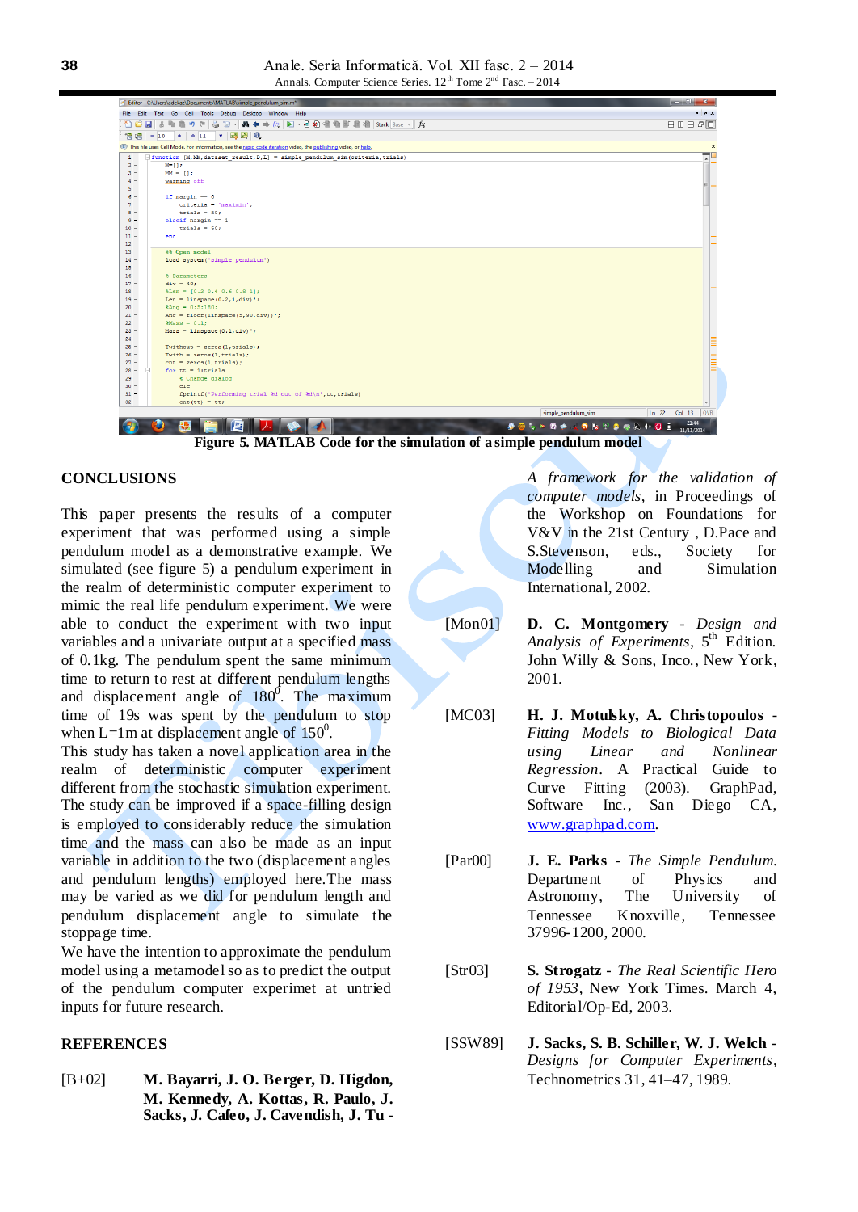Figure 5. MATLAB Code for the simulation of a simple pendulum model

## CONCLUSIONS

This paper presents the results of a computer experiment that was performed using a simple pendulum model as a demonstrative example. We simulated (see figure 5) a pendulum experiment in the realm of deterministic computer experiment to mimic the real life pendulum experiment. We were able to conduct the experiment with two input variables and a univariate output at a specified mass of 0.1kg. The pendulum spent the same minimum time to return to rest at different pendulum lengths and displacement angle of $180^0$. The maximum time of 19s was spent by the pendulum to stop when L=1m at displacement angle of $150^0$.

This study has taken a novel application area in the realm of deterministic computer experiment different from the stochastic simulation experiment. The study can be improved if a space-filling design is employed to considerably reduce the simulation time and the mass can also be made as an input variable in addition to the two (displacement angles and pendulum lengths) employed here.The mass may be varied as we did for pendulum length and pendulum displacement angle to simulate the stoppage time.

We have the intention to approximate the pendulum model using a metamodel so as to predict the output of the pendulum computer experimet at untried inputs for future research.

## REFERENCES

[B+02] **M. Bayarri, J. O. Berger, D. Higdon, M. Kennedy, A. Kottas, R. Paulo, J. Sacks, J. Cafeo, J. Cavendish, J. Tu** - *A framework for the validation of computer models*, in Proceedings of the Workshop on Foundations for V&V in the 21st Century , D.Pace and S.Stevenson, eds., Society for Modelling and Simulation International, 2002.

[Mon01] **D. C. Montgomery** - *Design and Analysis of Experiments*, 5th Edition. John Willy & Sons, Inco., New York, 2001.

[MC03] **H. J. Motulsky, A. Christopoulos** - *Fitting Models to Biological Data using Linear and Nonlinear Regression*. A Practical Guide to Curve Fitting (2003). GraphPad, Software Inc., San Diego CA, www.graphpad.com.

[Par00] **J. E. Parks** - *The Simple Pendulum*. Department of Physics and Astronomy, The University of Tennessee Knoxville, Tennessee 37996-1200, 2000.

[Str03] **S. Strogatz** - *The Real Scientific Hero of 1953*, New York Times. March 4, Editorial/Op-Ed, 2003.

[SSW89] **J. Sacks, S. B. Schiller, W. J. Welch** - *Designs for Computer Experiments*, Technometrics 31, 41–47, 1989.